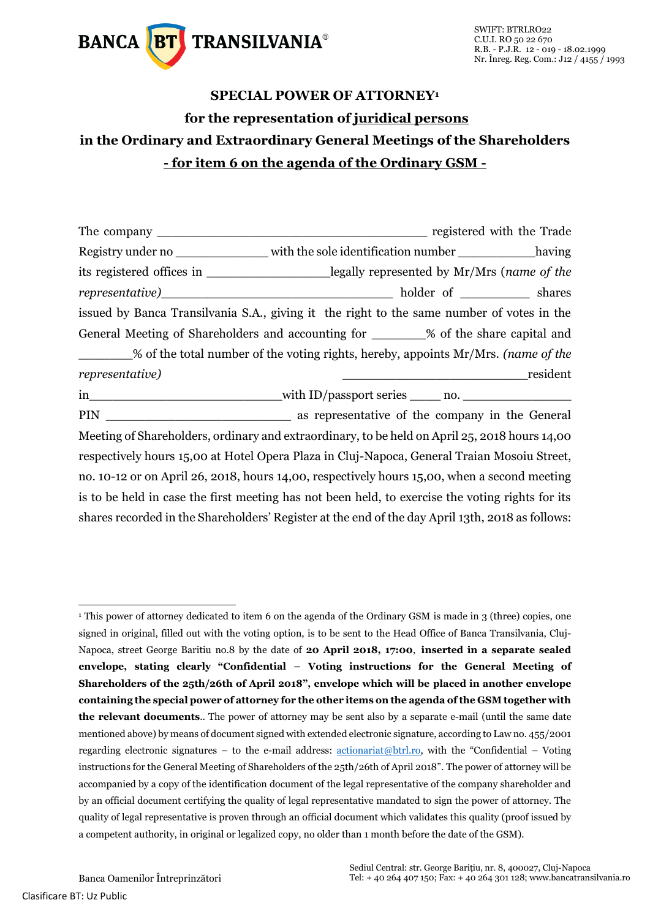# SPECIAL POWER OF ATTORNEY[1]

## for the representation of juridical persons

## in the Ordinary and Extraordinary General Meetings of the Shareholders

## - for item 6 on the agenda of the Ordinary GSM -

The company ____________________________________ registered with the Trade Registry under no _____________ with the sole identification number ___________having its registered offices in _________________legally represented by Mr/Mrs (*name of the representative)*_______________________________ holder of _________ shares issued by Banca Transilvania S.A., giving it the right to the same number of votes in the General Meeting of Shareholders and accounting for _______% of the share capital and _______% of the total number of the voting rights, hereby, appoints Mr/Mrs. *(name of the representative)* _________________________resident in_________________________with ID/passport series ____ no. ______________ PIN _________________________ as representative of the company in the General Meeting of Shareholders, ordinary and extraordinary, to be held on April 25, 2018 hours 14,00 respectively hours 15,00 at Hotel Opera Plaza in Cluj-Napoca, General Traian Mosoiu Street, no. 10-12 or on April 26, 2018, hours 14,00, respectively hours 15,00, when a second meeting is to be held in case the first meeting has not been held, to exercise the voting rights for its shares recorded in the Shareholders' Register at the end of the day April 13th, 2018 as follows:

---

[1] This power of attorney dedicated to item 6 on the agenda of the Ordinary GSM is made in 3 (three) copies, one signed in original, filled out with the voting option, is to be sent to the Head Office of Banca Transilvania, Cluj-Napoca, street George Baritiu no.8 by the date of **20 April 2018, 17:00**, **inserted in a separate sealed envelope, stating clearly "Confidential – Voting instructions for the General Meeting of Shareholders of the 25th/26th of April 2018", envelope which will be placed in another envelope containing the special power of attorney for the other items on the agenda of the GSM together with the relevant documents**.. The power of attorney may be sent also by a separate e-mail (until the same date mentioned above) by means of document signed with extended electronic signature, according to Law no. 455/2001 regarding electronic signatures – to the e-mail address: actionariat@btrl.ro, with the "Confidential – Voting instructions for the General Meeting of Shareholders of the 25th/26th of April 2018". The power of attorney will be accompanied by a copy of the identification document of the legal representative of the company shareholder and by an official document certifying the quality of legal representative mandated to sign the power of attorney. The quality of legal representative is proven through an official document which validates this quality (proof issued by a competent authority, in original or legalized copy, no older than 1 month before the date of the GSM).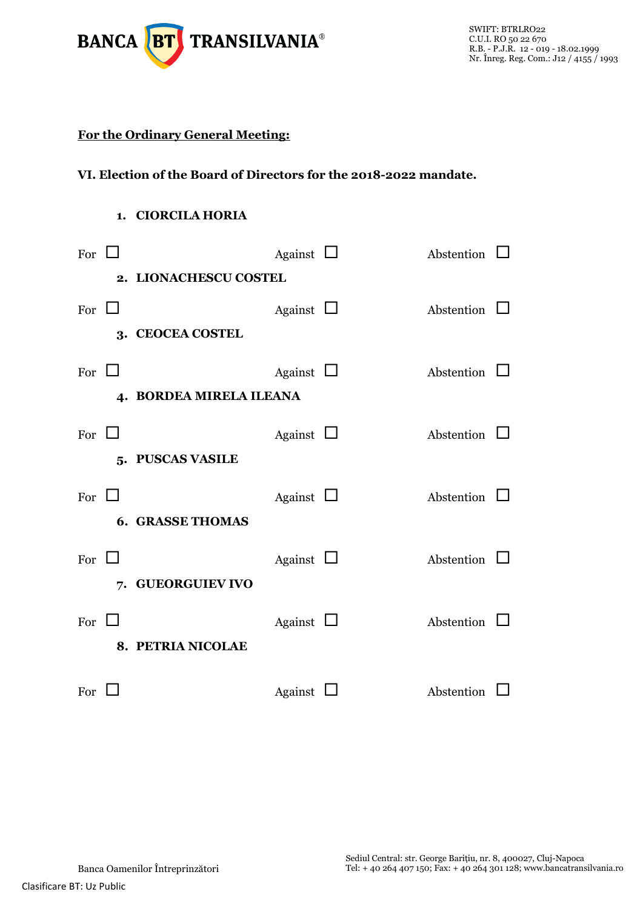**For the Ordinary General Meeting:**

**VI. Election of the Board of Directors for the 2018-2022 mandate.**

1. **CIORCILA HORIA**

For ☐ Against ☐ Abstention ☐

2. **LIONACHESCU COSTEL**

For ☐ Against ☐ Abstention ☐

3. **CEOCEA COSTEL**

For ☐ Against ☐ Abstention ☐

4. **BORDEA MIRELA ILEANA**

For ☐ Against ☐ Abstention ☐

5. **PUSCAS VASILE**

For ☐ Against ☐ Abstention ☐

6. **GRASSE THOMAS**

For ☐ Against ☐ Abstention ☐

7. **GUEORGUIEV IVO**

For ☐ Against ☐ Abstention ☐

8. **PETRIA NICOLAE**

For ☐ Against ☐ Abstention ☐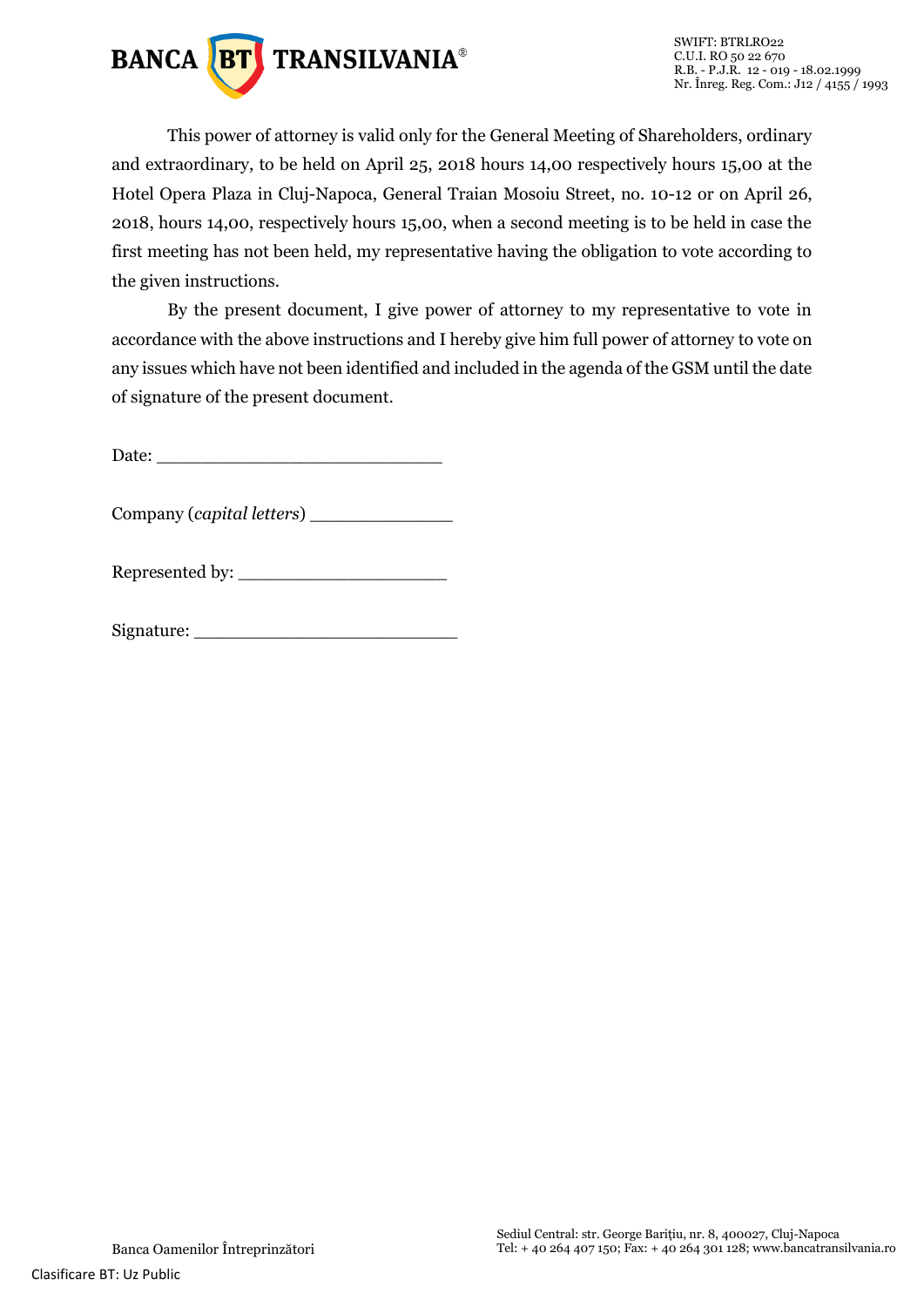This power of attorney is valid only for the General Meeting of Shareholders, ordinary and extraordinary, to be held on April 25, 2018 hours 14,00 respectively hours 15,00 at the Hotel Opera Plaza in Cluj-Napoca, General Traian Mosoiu Street, no. 10-12 or on April 26, 2018, hours 14,00, respectively hours 15,00, when a second meeting is to be held in case the first meeting has not been held, my representative having the obligation to vote according to the given instructions.

By the present document, I give power of attorney to my representative to vote in accordance with the above instructions and I hereby give him full power of attorney to vote on any issues which have not been identified and included in the agenda of the GSM until the date of signature of the present document.

Date: ___________________________

Company (*capital letters*) ______________

Represented by: ____________________

Signature: _________________________